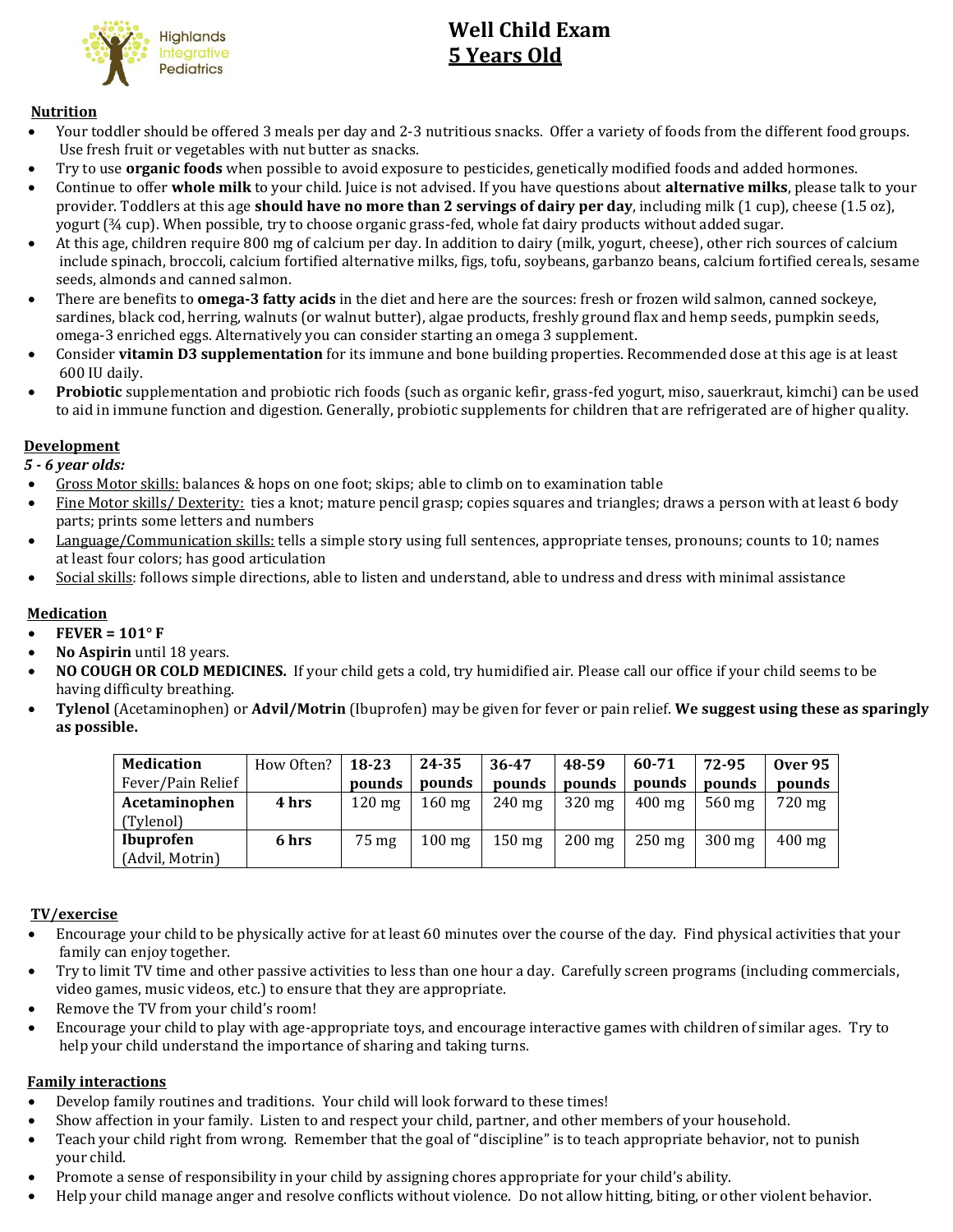Highlands Integrative Pediatrics

# Well Child Exam
## 5 Years Old

### Nutrition

- Your toddler should be offered 3 meals per day and 2-3 nutritious snacks. Offer a variety of foods from the different food groups. Use fresh fruit or vegetables with nut butter as snacks.
- Try to use **organic foods** when possible to avoid exposure to pesticides, genetically modified foods and added hormones.
- Continue to offer **whole milk** to your child. Juice is not advised. If you have questions about **alternative milks**, please talk to your provider. Toddlers at this age **should have no more than 2 servings of dairy per day**, including milk (1 cup), cheese (1.5 oz), yogurt (¾ cup). When possible, try to choose organic grass-fed, whole fat dairy products without added sugar.
- At this age, children require 800 mg of calcium per day. In addition to dairy (milk, yogurt, cheese), other rich sources of calcium include spinach, broccoli, calcium fortified alternative milks, figs, tofu, soybeans, garbanzo beans, calcium fortified cereals, sesame seeds, almonds and canned salmon.
- There are benefits to **omega-3 fatty acids** in the diet and here are the sources: fresh or frozen wild salmon, canned sockeye, sardines, black cod, herring, walnuts (or walnut butter), algae products, freshly ground flax and hemp seeds, pumpkin seeds, omega-3 enriched eggs. Alternatively you can consider starting an omega 3 supplement.
- Consider **vitamin D3 supplementation** for its immune and bone building properties. Recommended dose at this age is at least 600 IU daily.
- **Probiotic** supplementation and probiotic rich foods (such as organic kefir, grass-fed yogurt, miso, sauerkraut, kimchi) can be used to aid in immune function and digestion. Generally, probiotic supplements for children that are refrigerated are of higher quality.

### Development

*5 - 6 year olds:*

- Gross Motor skills: balances & hops on one foot; skips; able to climb on to examination table
- Fine Motor skills/ Dexterity: ties a knot; mature pencil grasp; copies squares and triangles; draws a person with at least 6 body parts; prints some letters and numbers
- Language/Communication skills: tells a simple story using full sentences, appropriate tenses, pronouns; counts to 10; names at least four colors; has good articulation
- Social skills: follows simple directions, able to listen and understand, able to undress and dress with minimal assistance

### Medication

- **FEVER = 101° F**
- **No Aspirin** until 18 years.
- **NO COUGH OR COLD MEDICINES.** If your child gets a cold, try humidified air. Please call our office if your child seems to be having difficulty breathing.
- **Tylenol** (Acetaminophen) or **Advil/Motrin** (Ibuprofen) may be given for fever or pain relief. **We suggest using these as sparingly as possible.**

| **Medication** Fever/Pain Relief | How Often? | **18-23 pounds** | **24-35 pounds** | **36-47 pounds** | **48-59 pounds** | **60-71 pounds** | **72-95 pounds** | **Over 95 pounds** |
|---|---|---|---|---|---|---|---|---|
| **Acetaminophen** (Tylenol) | **4 hrs** | 120 mg | 160 mg | 240 mg | 320 mg | 400 mg | 560 mg | 720 mg |
| **Ibuprofen** (Advil, Motrin) | **6 hrs** | 75 mg | 100 mg | 150 mg | 200 mg | 250 mg | 300 mg | 400 mg |

### TV/exercise

- Encourage your child to be physically active for at least 60 minutes over the course of the day. Find physical activities that your family can enjoy together.
- Try to limit TV time and other passive activities to less than one hour a day. Carefully screen programs (including commercials, video games, music videos, etc.) to ensure that they are appropriate.
- Remove the TV from your child's room!
- Encourage your child to play with age-appropriate toys, and encourage interactive games with children of similar ages. Try to help your child understand the importance of sharing and taking turns.

### Family interactions

- Develop family routines and traditions. Your child will look forward to these times!
- Show affection in your family. Listen to and respect your child, partner, and other members of your household.
- Teach your child right from wrong. Remember that the goal of "discipline" is to teach appropriate behavior, not to punish your child.
- Promote a sense of responsibility in your child by assigning chores appropriate for your child's ability.
- Help your child manage anger and resolve conflicts without violence. Do not allow hitting, biting, or other violent behavior.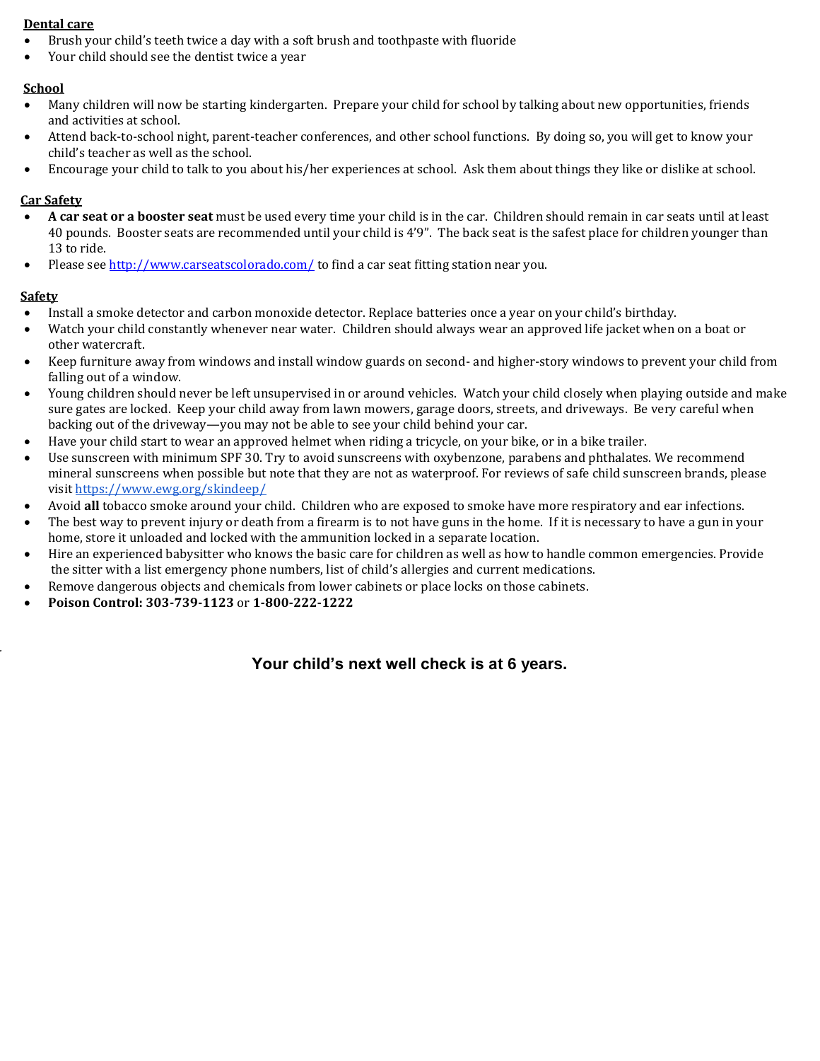**Dental care**

- Brush your child's teeth twice a day with a soft brush and toothpaste with fluoride
- Your child should see the dentist twice a year

**School**

- Many children will now be starting kindergarten. Prepare your child for school by talking about new opportunities, friends and activities at school.
- Attend back-to-school night, parent-teacher conferences, and other school functions. By doing so, you will get to know your child's teacher as well as the school.
- Encourage your child to talk to you about his/her experiences at school. Ask them about things they like or dislike at school.

**Car Safety**

- **A car seat or a booster seat** must be used every time your child is in the car. Children should remain in car seats until at least 40 pounds. Booster seats are recommended until your child is 4'9". The back seat is the safest place for children younger than 13 to ride.
- Please see [http://www.carseatscolorado.com/](http://www.carseatscolorado.com/) to find a car seat fitting station near you.

**Safety**

- Install a smoke detector and carbon monoxide detector. Replace batteries once a year on your child's birthday.
- Watch your child constantly whenever near water. Children should always wear an approved life jacket when on a boat or other watercraft.
- Keep furniture away from windows and install window guards on second- and higher-story windows to prevent your child from falling out of a window.
- Young children should never be left unsupervised in or around vehicles. Watch your child closely when playing outside and make sure gates are locked. Keep your child away from lawn mowers, garage doors, streets, and driveways. Be very careful when backing out of the driveway—you may not be able to see your child behind your car.
- Have your child start to wear an approved helmet when riding a tricycle, on your bike, or in a bike trailer.
- Use sunscreen with minimum SPF 30. Try to avoid sunscreens with oxybenzone, parabens and phthalates. We recommend mineral sunscreens when possible but note that they are not as waterproof. For reviews of safe child sunscreen brands, please visit [https://www.ewg.org/skindeep/](https://www.ewg.org/skindeep/)
- Avoid **all** tobacco smoke around your child. Children who are exposed to smoke have more respiratory and ear infections.
- The best way to prevent injury or death from a firearm is to not have guns in the home. If it is necessary to have a gun in your home, store it unloaded and locked with the ammunition locked in a separate location.
- Hire an experienced babysitter who knows the basic care for children as well as how to handle common emergencies. Provide the sitter with a list emergency phone numbers, list of child's allergies and current medications.
- Remove dangerous objects and chemicals from lower cabinets or place locks on those cabinets.
- **Poison Control: 303-739-1123** or **1-800-222-1222**

**Your child's next well check is at 6 years.**